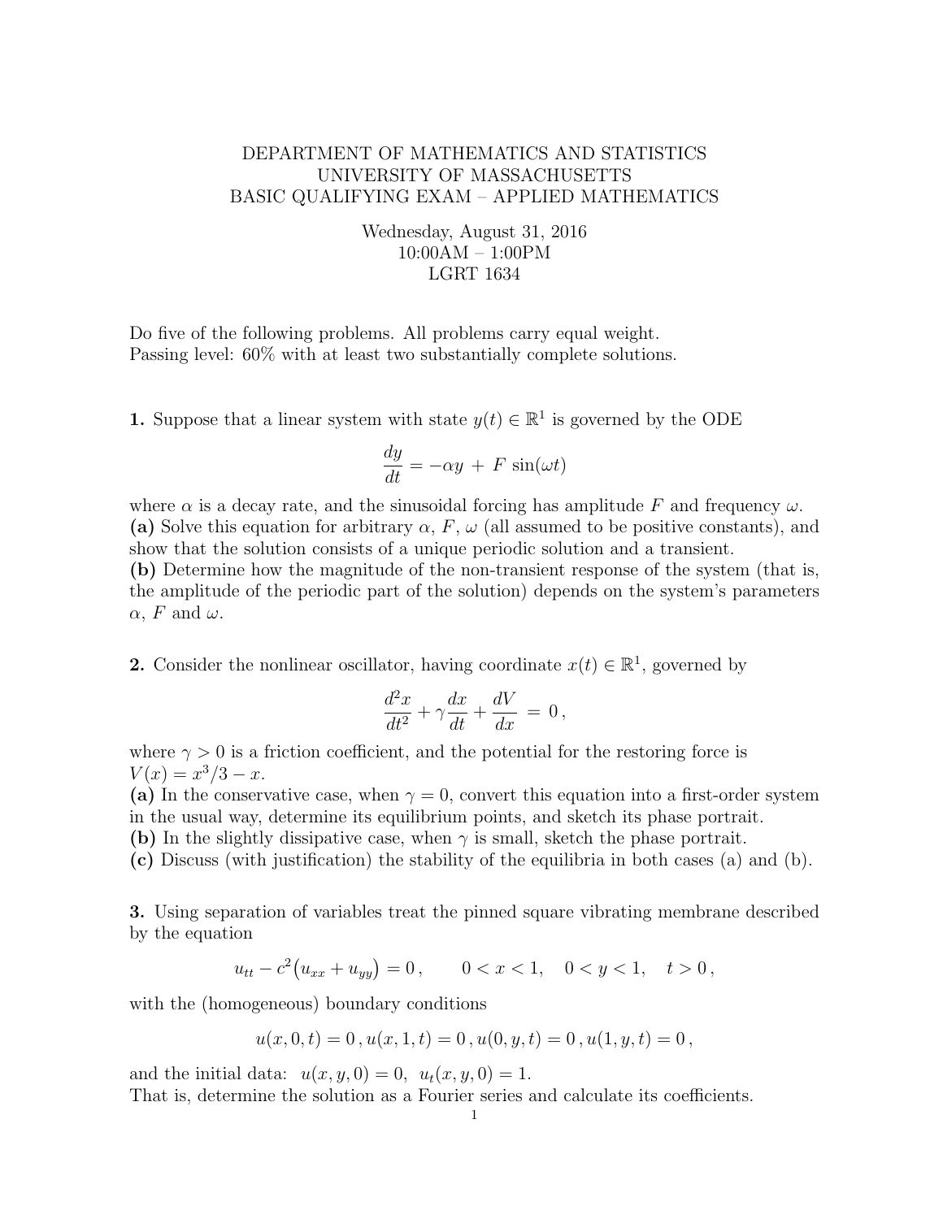# DEPARTMENT OF MATHEMATICS AND STATISTICS
# UNIVERSITY OF MASSACHUSETTS
# BASIC QUALIFYING EXAM – APPLIED MATHEMATICS

Wednesday, August 31, 2016
10:00AM – 1:00PM
LGRT 1634

Do five of the following problems. All problems carry equal weight.
Passing level: 60% with at least two substantially complete solutions.

**1.** Suppose that a linear system with state $y(t) \in \mathbb{R}^1$ is governed by the ODE

$$\frac{dy}{dt} = -\alpha y + F \sin(\omega t)$$

where $\alpha$ is a decay rate, and the sinusoidal forcing has amplitude $F$ and frequency $\omega$.
**(a)** Solve this equation for arbitrary $\alpha$, $F$, $\omega$ (all assumed to be positive constants), and show that the solution consists of a unique periodic solution and a transient.
**(b)** Determine how the magnitude of the non-transient response of the system (that is, the amplitude of the periodic part of the solution) depends on the system's parameters $\alpha$, $F$ and $\omega$.

**2.** Consider the nonlinear oscillator, having coordinate $x(t) \in \mathbb{R}^1$, governed by

$$\frac{d^2x}{dt^2} + \gamma \frac{dx}{dt} + \frac{dV}{dx} = 0\,,$$

where $\gamma > 0$ is a friction coefficient, and the potential for the restoring force is $V(x) = x^3/3 - x$.
**(a)** In the conservative case, when $\gamma = 0$, convert this equation into a first-order system in the usual way, determine its equilibrium points, and sketch its phase portrait.
**(b)** In the slightly dissipative case, when $\gamma$ is small, sketch the phase portrait.
**(c)** Discuss (with justification) the stability of the equilibria in both cases (a) and (b).

**3.** Using separation of variables treat the pinned square vibrating membrane described by the equation

$$u_{tt} - c^2\big(u_{xx} + u_{yy}\big) = 0\,, \qquad 0 < x < 1, \quad 0 < y < 1, \quad t > 0\,,$$

with the (homogeneous) boundary conditions

$$u(x,0,t) = 0\,, u(x,1,t) = 0\,, u(0,y,t) = 0\,, u(1,y,t) = 0\,,$$

and the initial data: $u(x,y,0) = 0$, $u_t(x,y,0) = 1$.
That is, determine the solution as a Fourier series and calculate its coefficients.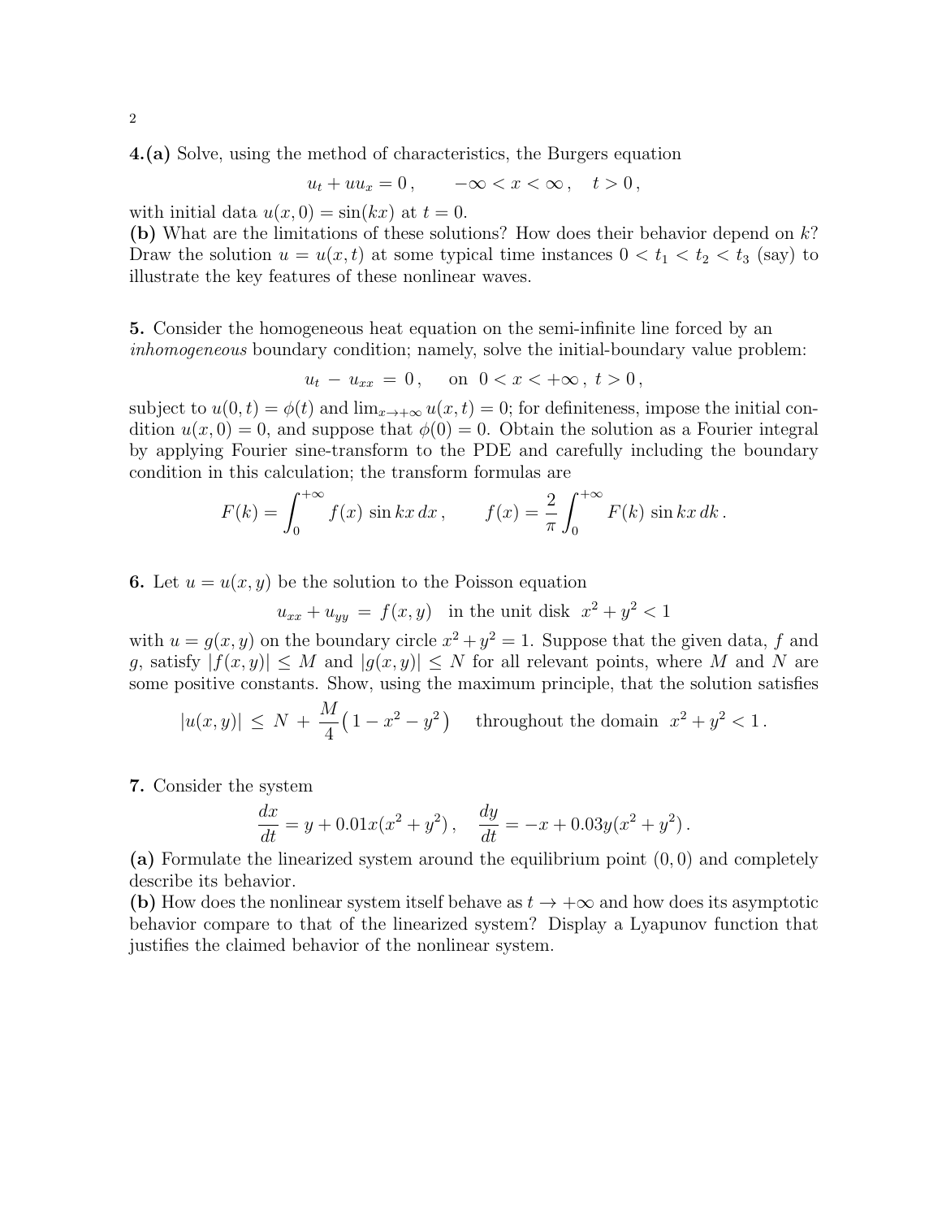**4.(a)** Solve, using the method of characteristics, the Burgers equation

$$u_t + uu_x = 0\,, \qquad -\infty < x < \infty\,, \quad t > 0\,,$$

with initial data $u(x,0) = \sin(kx)$ at $t = 0$.

**(b)** What are the limitations of these solutions? How does their behavior depend on $k$? Draw the solution $u = u(x,t)$ at some typical time instances $0 < t_1 < t_2 < t_3$ (say) to illustrate the key features of these nonlinear waves.

**5.** Consider the homogeneous heat equation on the semi-infinite line forced by an *inhomogeneous* boundary condition; namely, solve the initial-boundary value problem:

$$u_t \,-\, u_{xx} \,=\, 0\,, \qquad \text{on } \; 0 < x < +\infty\,,\; t > 0\,,$$

subject to $u(0,t) = \phi(t)$ and $\lim_{x\to+\infty} u(x,t) = 0$; for definiteness, impose the initial condition $u(x,0) = 0$, and suppose that $\phi(0) = 0$. Obtain the solution as a Fourier integral by applying Fourier sine-transform to the PDE and carefully including the boundary condition in this calculation; the transform formulas are

$$F(k) = \int_0^{+\infty} f(x)\, \sin kx\, dx\,, \qquad f(x) = \frac{2}{\pi}\int_0^{+\infty} F(k)\, \sin kx\, dk\,.$$

**6.** Let $u = u(x,y)$ be the solution to the Poisson equation

$$u_{xx} + u_{yy} \,=\, f(x,y) \quad \text{in the unit disk } \; x^2 + y^2 < 1$$

with $u = g(x,y)$ on the boundary circle $x^2 + y^2 = 1$. Suppose that the given data, $f$ and $g$, satisfy $|f(x,y)| \le M$ and $|g(x,y)| \le N$ for all relevant points, where $M$ and $N$ are some positive constants. Show, using the maximum principle, that the solution satisfies

$$|u(x,y)| \,\le\, N \,+\, \frac{M}{4}\big(\,1 - x^2 - y^2\,\big) \quad \text{throughout the domain } \; x^2 + y^2 < 1\,.$$

**7.** Consider the system

$$\frac{dx}{dt} = y + 0.01x(x^2 + y^2)\,, \quad \frac{dy}{dt} = -x + 0.03y(x^2 + y^2)\,.$$

**(a)** Formulate the linearized system around the equilibrium point $(0,0)$ and completely describe its behavior.

**(b)** How does the nonlinear system itself behave as $t \to +\infty$ and how does its asymptotic behavior compare to that of the linearized system? Display a Lyapunov function that justifies the claimed behavior of the nonlinear system.